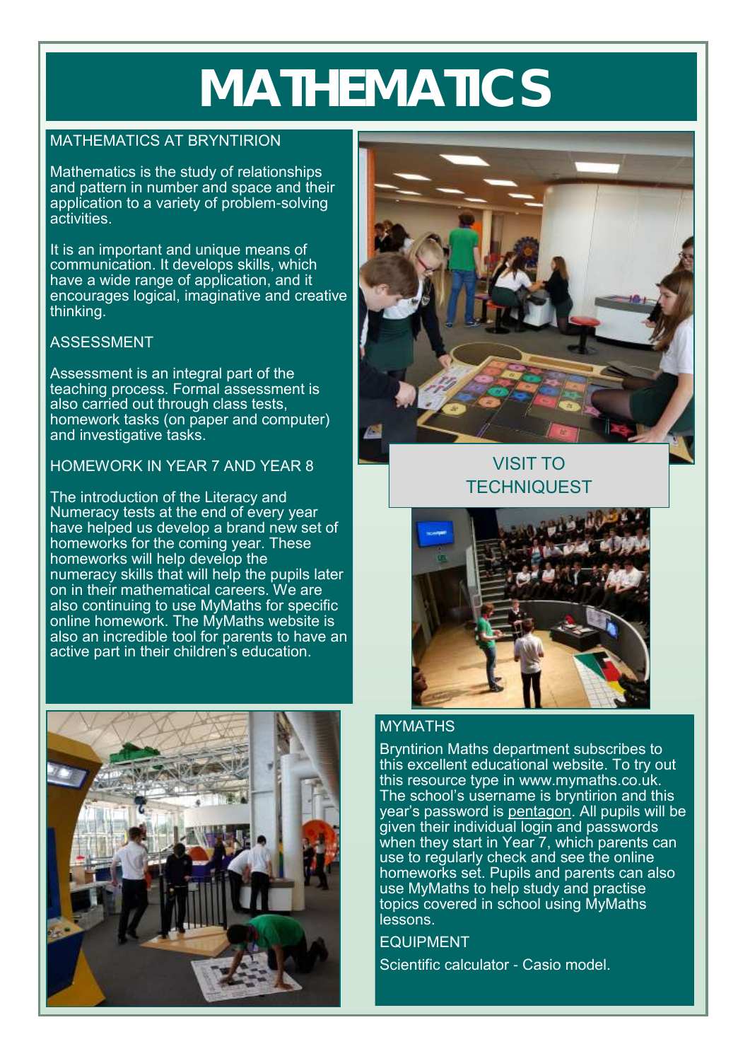# MATHEMATICS

## MATHEMATICS AT BRYNTIRION

Mathematics is the study of relationships and pattern in number and space and their application to a variety of problem-solving activities.

It is an important and unique means of communication. It develops skills, which have a wide range of application, and it encourages logical, imaginative and creative thinking.

## ASSESSMENT

Assessment is an integral part of the teaching process. Formal assessment is also carried out through class tests, homework tasks (on paper and computer) and investigative tasks.

## HOMEWORK IN YEAR 7 AND YEAR 8

The introduction of the Literacy and Numeracy tests at the end of every year have helped us develop a brand new set of homeworks for the coming year. These homeworks will help develop the numeracy skills that will help the pupils later on in their mathematical careers. We are also continuing to use MyMaths for specific online homework. The MyMaths website is also an incredible tool for parents to have an active part in their children's education.

## VISIT TO TECHNIQUEST

## MYMATHS

Bryntirion Maths department subscribes to this excellent educational website. To try out this resource type in www.mymaths.co.uk. The school's username is bryntirion and this year's password is pentagon. All pupils will be given their individual login and passwords when they start in Year 7, which parents can use to regularly check and see the online homeworks set. Pupils and parents can also use MyMaths to help study and practise topics covered in school using MyMaths lessons.

## EQUIPMENT

Scientific calculator - Casio model.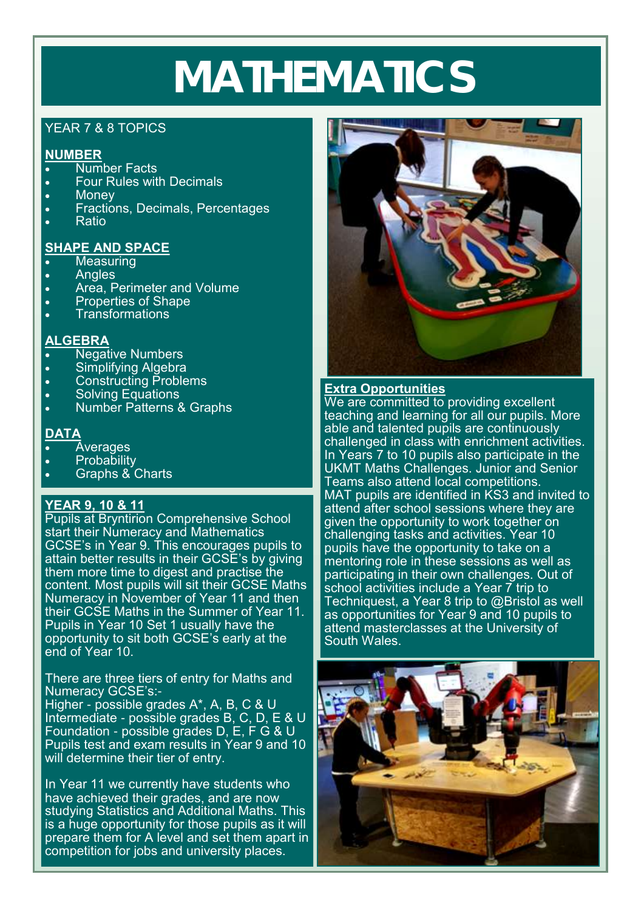# MATHEMATICS

YEAR 7 & 8 TOPICS

**NUMBER**

- Number Facts
- Four Rules with Decimals
- Money
- Fractions, Decimals, Percentages
- Ratio

**SHAPE AND SPACE**

- Measuring
- Angles
- Area, Perimeter and Volume
- Properties of Shape
- Transformations

**ALGEBRA**

- Negative Numbers
- Simplifying Algebra
- Constructing Problems
- Solving Equations
- Number Patterns & Graphs

**DATA**

- Averages
- Probability
- Graphs & Charts

**YEAR 9, 10 & 11**

Pupils at Bryntirion Comprehensive School start their Numeracy and Mathematics GCSE's in Year 9. This encourages pupils to attain better results in their GCSE's by giving them more time to digest and practise the content. Most pupils will sit their GCSE Maths Numeracy in November of Year 11 and then their GCSE Maths in the Summer of Year 11. Pupils in Year 10 Set 1 usually have the opportunity to sit both GCSE's early at the end of Year 10.

There are three tiers of entry for Maths and Numeracy GCSE's:-
Higher - possible grades A*, A, B, C & U
Intermediate - possible grades B, C, D, E & U
Foundation - possible grades D, E, F G & U
Pupils test and exam results in Year 9 and 10 will determine their tier of entry.

In Year 11 we currently have students who have achieved their grades, and are now studying Statistics and Additional Maths. This is a huge opportunity for those pupils as it will prepare them for A level and set them apart in competition for jobs and university places.

**Extra Opportunities**

We are committed to providing excellent teaching and learning for all our pupils. More able and talented pupils are continuously challenged in class with enrichment activities. In Years 7 to 10 pupils also participate in the UKMT Maths Challenges. Junior and Senior Teams also attend local competitions.
MAT pupils are identified in KS3 and invited to attend after school sessions where they are given the opportunity to work together on challenging tasks and activities. Year 10 pupils have the opportunity to take on a mentoring role in these sessions as well as participating in their own challenges. Out of school activities include a Year 7 trip to Techniquest, a Year 8 trip to @Bristol as well as opportunities for Year 9 and 10 pupils to attend masterclasses at the University of South Wales.